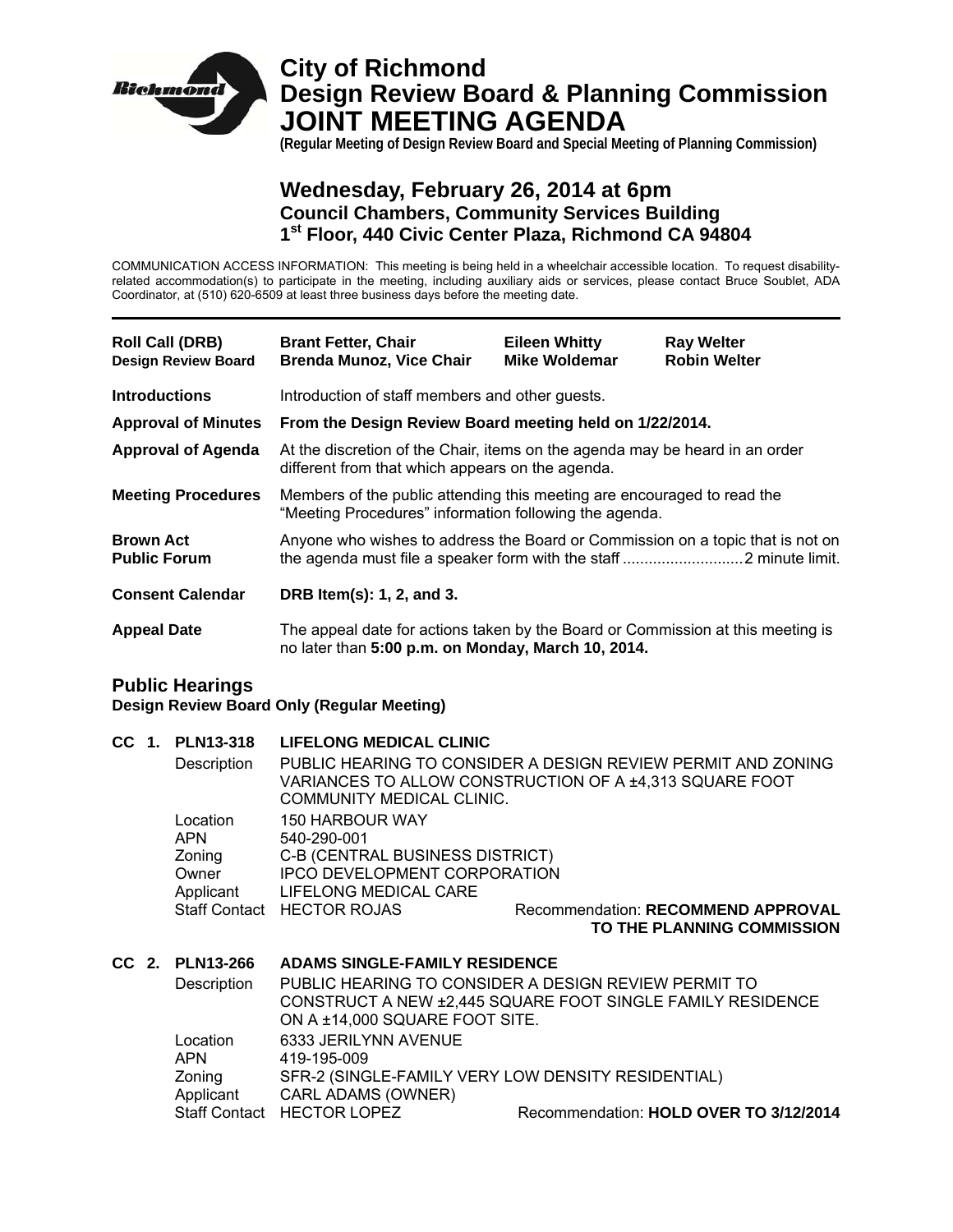# City of Richmond
# Design Review Board & Planning Commission
# JOINT MEETING AGENDA

**(Regular Meeting of Design Review Board and Special Meeting of Planning Commission)**

## Wednesday, February 26, 2014 at 6pm
### Council Chambers, Community Services Building
### 1st Floor, 440 Civic Center Plaza, Richmond CA 94804

COMMUNICATION ACCESS INFORMATION: This meeting is being held in a wheelchair accessible location. To request disability-related accommodation(s) to participate in the meeting, including auxiliary aids or services, please contact Bruce Soublet, ADA Coordinator, at (510) 620-6509 at least three business days before the meeting date.

---

| **Roll Call (DRB)** **Design Review Board** | **Brant Fetter, Chair** **Brenda Munoz, Vice Chair** | **Eileen Whitty** **Mike Woldemar** | **Ray Welter** **Robin Welter** |
|---|---|---|---|

**Introductions** — Introduction of staff members and other guests.

**Approval of Minutes** — **From the Design Review Board meeting held on 1/22/2014.**

**Approval of Agenda** — At the discretion of the Chair, items on the agenda may be heard in an order different from that which appears on the agenda.

**Meeting Procedures** — Members of the public attending this meeting are encouraged to read the "Meeting Procedures" information following the agenda.

**Brown Act Public Forum** — Anyone who wishes to address the Board or Commission on a topic that is not on the agenda must file a speaker form with the staff ............................2 minute limit.

**Consent Calendar** — **DRB Item(s): 1, 2, and 3.**

**Appeal Date** — The appeal date for actions taken by the Board or Commission at this meeting is no later than **5:00 p.m. on Monday, March 10, 2014.**

## Public Hearings
**Design Review Board Only (Regular Meeting)**

### CC 1. PLN13-318 LIFELONG MEDICAL CLINIC

Description: PUBLIC HEARING TO CONSIDER A DESIGN REVIEW PERMIT AND ZONING VARIANCES TO ALLOW CONSTRUCTION OF A ±4,313 SQUARE FOOT COMMUNITY MEDICAL CLINIC.

- Location: 150 HARBOUR WAY
- APN: 540-290-001
- Zoning: C-B (CENTRAL BUSINESS DISTRICT)
- Owner: IPCO DEVELOPMENT CORPORATION
- Applicant: LIFELONG MEDICAL CARE
- Staff Contact: HECTOR ROJAS

Recommendation: **RECOMMEND APPROVAL TO THE PLANNING COMMISSION**

### CC 2. PLN13-266 ADAMS SINGLE-FAMILY RESIDENCE

Description: PUBLIC HEARING TO CONSIDER A DESIGN REVIEW PERMIT TO CONSTRUCT A NEW ±2,445 SQUARE FOOT SINGLE FAMILY RESIDENCE ON A ±14,000 SQUARE FOOT SITE.

- Location: 6333 JERILYNN AVENUE
- APN: 419-195-009
- Zoning: SFR-2 (SINGLE-FAMILY VERY LOW DENSITY RESIDENTIAL)
- Applicant: CARL ADAMS (OWNER)
- Staff Contact: HECTOR LOPEZ

Recommendation: **HOLD OVER TO 3/12/2014**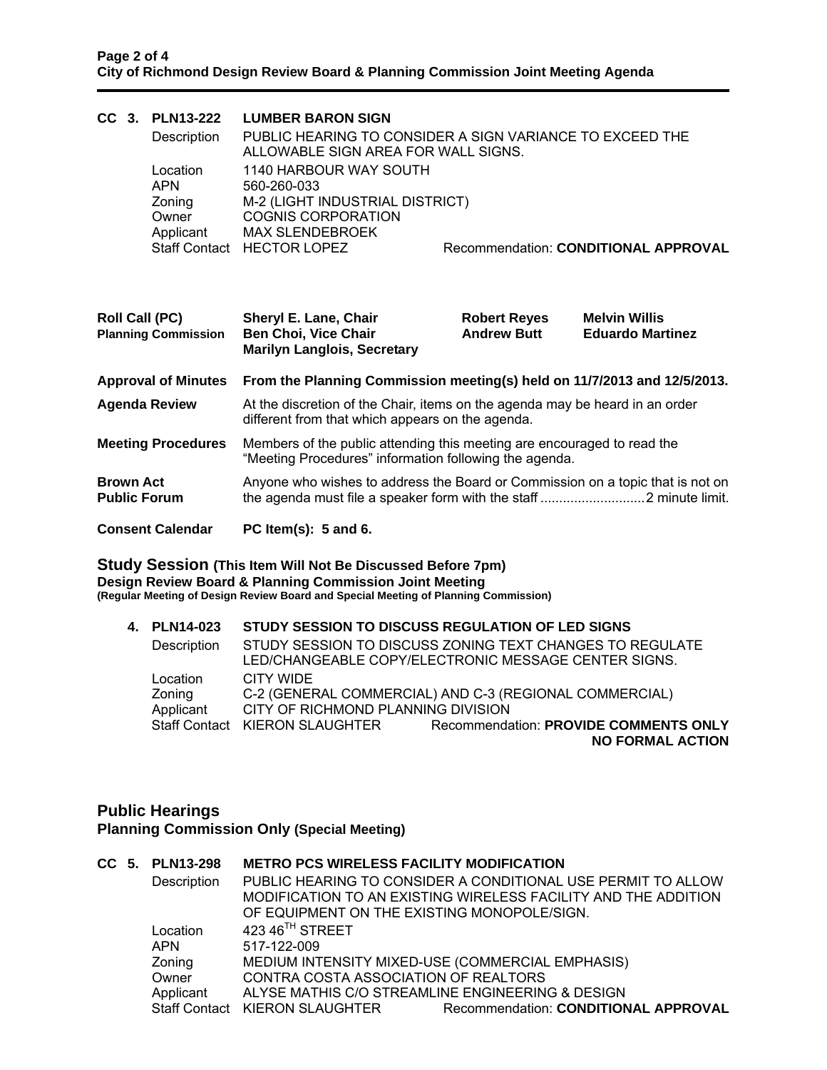**CC 3. PLN13-222 LUMBER BARON SIGN**

| | |
|---|---|
| Description | PUBLIC HEARING TO CONSIDER A SIGN VARIANCE TO EXCEED THE ALLOWABLE SIGN AREA FOR WALL SIGNS. |
| Location | 1140 HARBOUR WAY SOUTH |
| APN | 560-260-033 |
| Zoning | M-2 (LIGHT INDUSTRIAL DISTRICT) |
| Owner | COGNIS CORPORATION |
| Applicant | MAX SLENDEBROEK |
| Staff Contact | HECTOR LOPEZ — Recommendation: **CONDITIONAL APPROVAL** |

**Roll Call (PC)**
**Planning Commission**

**Sheryl E. Lane, Chair**
**Ben Choi, Vice Chair**
**Marilyn Langlois, Secretary**
**Robert Reyes**
**Andrew Butt**
**Melvin Willis**
**Eduardo Martinez**

**Approval of Minutes** — **From the Planning Commission meeting(s) held on 11/7/2013 and 12/5/2013.**

**Agenda Review** — At the discretion of the Chair, items on the agenda may be heard in an order different from that which appears on the agenda.

**Meeting Procedures** — Members of the public attending this meeting are encouraged to read the "Meeting Procedures" information following the agenda.

**Brown Act Public Forum** — Anyone who wishes to address the Board or Commission on a topic that is not on the agenda must file a speaker form with the staff ............................2 minute limit.

**Consent Calendar** — **PC Item(s): 5 and 6.**

## Study Session (This Item Will Not Be Discussed Before 7pm)

**Design Review Board & Planning Commission Joint Meeting**
**(Regular Meeting of Design Review Board and Special Meeting of Planning Commission)**

**4. PLN14-023 STUDY SESSION TO DISCUSS REGULATION OF LED SIGNS**

| | |
|---|---|
| Description | STUDY SESSION TO DISCUSS ZONING TEXT CHANGES TO REGULATE LED/CHANGEABLE COPY/ELECTRONIC MESSAGE CENTER SIGNS. |
| Location | CITY WIDE |
| Zoning | C-2 (GENERAL COMMERCIAL) AND C-3 (REGIONAL COMMERCIAL) |
| Applicant | CITY OF RICHMOND PLANNING DIVISION |
| Staff Contact | KIERON SLAUGHTER — Recommendation: **PROVIDE COMMENTS ONLY NO FORMAL ACTION** |

## Public Hearings

**Planning Commission Only (Special Meeting)**

**CC 5. PLN13-298 METRO PCS WIRELESS FACILITY MODIFICATION**

| | |
|---|---|
| Description | PUBLIC HEARING TO CONSIDER A CONDITIONAL USE PERMIT TO ALLOW MODIFICATION TO AN EXISTING WIRELESS FACILITY AND THE ADDITION OF EQUIPMENT ON THE EXISTING MONOPOLE/SIGN. |
| Location | 423 46TH STREET |
| APN | 517-122-009 |
| Zoning | MEDIUM INTENSITY MIXED-USE (COMMERCIAL EMPHASIS) |
| Owner | CONTRA COSTA ASSOCIATION OF REALTORS |
| Applicant | ALYSE MATHIS C/O STREAMLINE ENGINEERING & DESIGN |
| Staff Contact | KIERON SLAUGHTER — Recommendation: **CONDITIONAL APPROVAL** |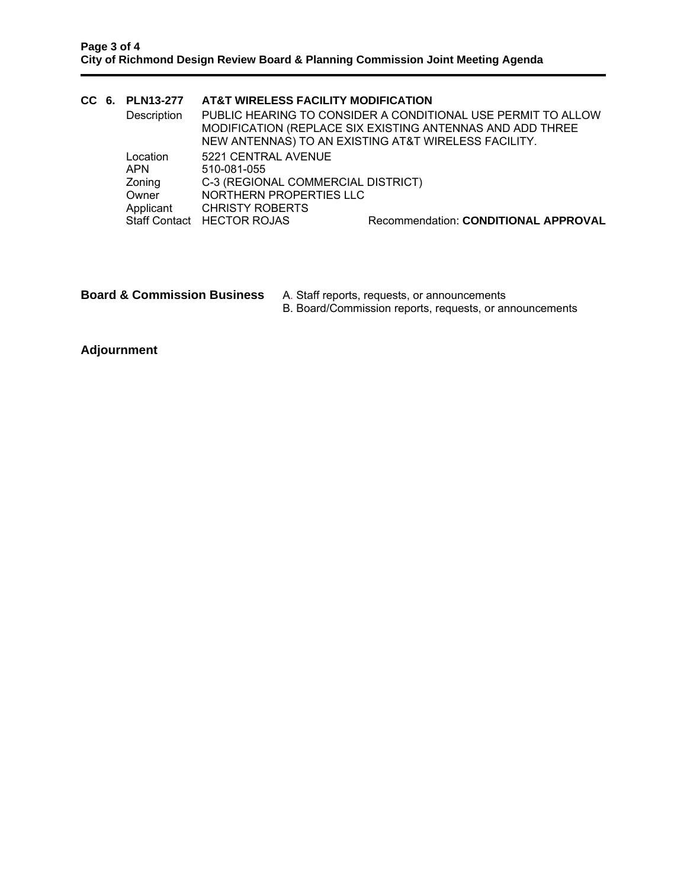**CC 6. PLN13-277 AT&T WIRELESS FACILITY MODIFICATION**

| | |
|---|---|
| Description | PUBLIC HEARING TO CONSIDER A CONDITIONAL USE PERMIT TO ALLOW MODIFICATION (REPLACE SIX EXISTING ANTENNAS AND ADD THREE NEW ANTENNAS) TO AN EXISTING AT&T WIRELESS FACILITY. |
| Location | 5221 CENTRAL AVENUE |
| APN | 510-081-055 |
| Zoning | C-3 (REGIONAL COMMERCIAL DISTRICT) |
| Owner | NORTHERN PROPERTIES LLC |
| Applicant | CHRISTY ROBERTS |
| Staff Contact | HECTOR ROJAS |

Recommendation: **CONDITIONAL APPROVAL**

**Board & Commission Business**

A. Staff reports, requests, or announcements
B. Board/Commission reports, requests, or announcements

**Adjournment**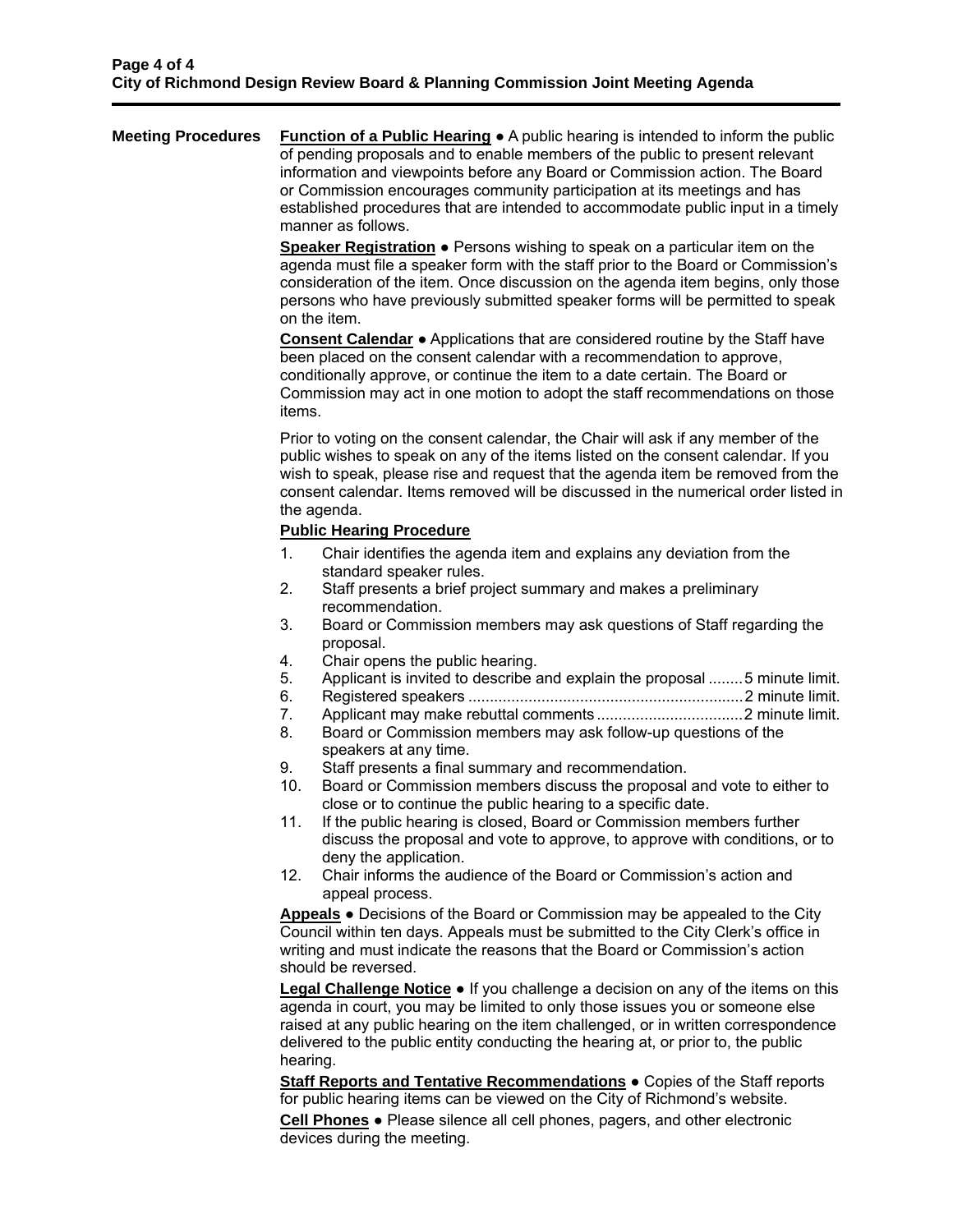## Meeting Procedures

**Function of a Public Hearing** ● A public hearing is intended to inform the public of pending proposals and to enable members of the public to present relevant information and viewpoints before any Board or Commission action. The Board or Commission encourages community participation at its meetings and has established procedures that are intended to accommodate public input in a timely manner as follows.

**Speaker Registration** ● Persons wishing to speak on a particular item on the agenda must file a speaker form with the staff prior to the Board or Commission's consideration of the item. Once discussion on the agenda item begins, only those persons who have previously submitted speaker forms will be permitted to speak on the item.

**Consent Calendar** ● Applications that are considered routine by the Staff have been placed on the consent calendar with a recommendation to approve, conditionally approve, or continue the item to a date certain. The Board or Commission may act in one motion to adopt the staff recommendations on those items.

Prior to voting on the consent calendar, the Chair will ask if any member of the public wishes to speak on any of the items listed on the consent calendar. If you wish to speak, please rise and request that the agenda item be removed from the consent calendar. Items removed will be discussed in the numerical order listed in the agenda.

**Public Hearing Procedure**

1. Chair identifies the agenda item and explains any deviation from the standard speaker rules.
2. Staff presents a brief project summary and makes a preliminary recommendation.
3. Board or Commission members may ask questions of Staff regarding the proposal.
4. Chair opens the public hearing.
5. Applicant is invited to describe and explain the proposal ........ 5 minute limit.
6. Registered speakers ............................................................... 2 minute limit.
7. Applicant may make rebuttal comments ................................. 2 minute limit.
8. Board or Commission members may ask follow-up questions of the speakers at any time.
9. Staff presents a final summary and recommendation.
10. Board or Commission members discuss the proposal and vote to either to close or to continue the public hearing to a specific date.
11. If the public hearing is closed, Board or Commission members further discuss the proposal and vote to approve, to approve with conditions, or to deny the application.
12. Chair informs the audience of the Board or Commission's action and appeal process.

**Appeals** ● Decisions of the Board or Commission may be appealed to the City Council within ten days. Appeals must be submitted to the City Clerk's office in writing and must indicate the reasons that the Board or Commission's action should be reversed.

**Legal Challenge Notice** ● If you challenge a decision on any of the items on this agenda in court, you may be limited to only those issues you or someone else raised at any public hearing on the item challenged, or in written correspondence delivered to the public entity conducting the hearing at, or prior to, the public hearing.

**Staff Reports and Tentative Recommendations** ● Copies of the Staff reports for public hearing items can be viewed on the City of Richmond's website.

**Cell Phones** ● Please silence all cell phones, pagers, and other electronic devices during the meeting.